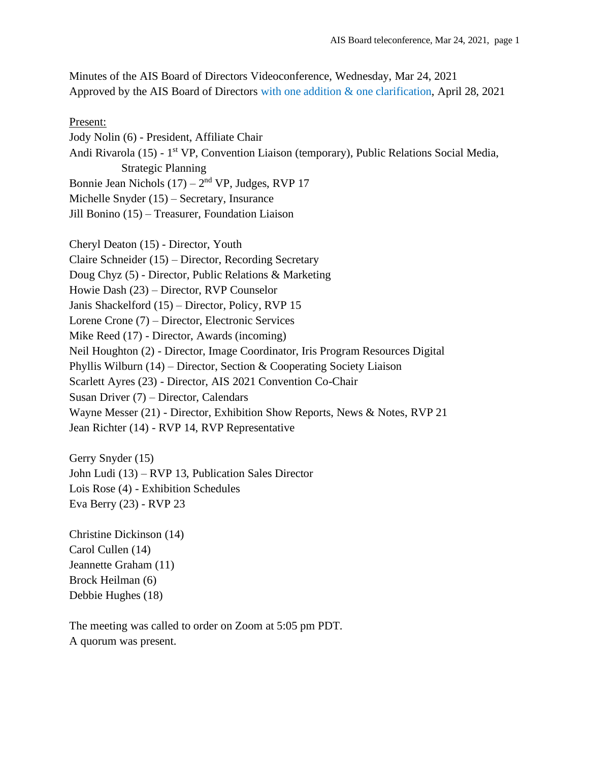Minutes of the AIS Board of Directors Videoconference, Wednesday, Mar 24, 2021
Approved by the AIS Board of Directors with one addition & one clarification, April 28, 2021

Present:

Jody Nolin (6) - President, Affiliate Chair
Andi Rivarola (15) - 1st VP, Convention Liaison (temporary), Public Relations Social Media, Strategic Planning
Bonnie Jean Nichols (17) – 2nd VP, Judges, RVP 17
Michelle Snyder (15) – Secretary, Insurance
Jill Bonino (15) – Treasurer, Foundation Liaison

Cheryl Deaton (15) - Director, Youth
Claire Schneider (15) – Director, Recording Secretary
Doug Chyz (5) - Director, Public Relations & Marketing
Howie Dash (23) – Director, RVP Counselor
Janis Shackelford (15) – Director, Policy, RVP 15
Lorene Crone (7) – Director, Electronic Services
Mike Reed (17) - Director, Awards (incoming)
Neil Houghton (2) - Director, Image Coordinator, Iris Program Resources Digital
Phyllis Wilburn (14) – Director, Section & Cooperating Society Liaison
Scarlett Ayres (23) - Director, AIS 2021 Convention Co-Chair
Susan Driver (7) – Director, Calendars
Wayne Messer (21) - Director, Exhibition Show Reports, News & Notes, RVP 21
Jean Richter (14) - RVP 14, RVP Representative

Gerry Snyder (15)
John Ludi (13) – RVP 13, Publication Sales Director
Lois Rose (4) - Exhibition Schedules
Eva Berry (23) - RVP 23

Christine Dickinson (14)
Carol Cullen (14)
Jeannette Graham (11)
Brock Heilman (6)
Debbie Hughes (18)

The meeting was called to order on Zoom at 5:05 pm PDT.
A quorum was present.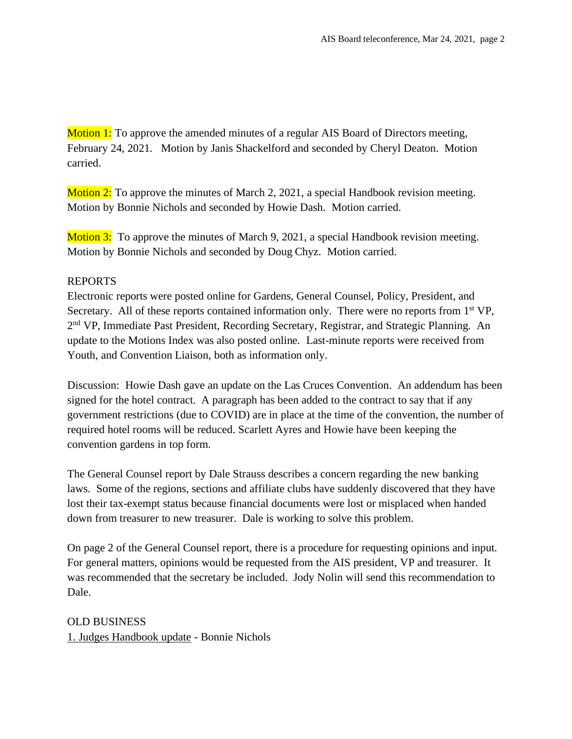Motion 1: To approve the amended minutes of a regular AIS Board of Directors meeting, February 24, 2021. Motion by Janis Shackelford and seconded by Cheryl Deaton. Motion carried.

Motion 2: To approve the minutes of March 2, 2021, a special Handbook revision meeting. Motion by Bonnie Nichols and seconded by Howie Dash. Motion carried.

Motion 3: To approve the minutes of March 9, 2021, a special Handbook revision meeting. Motion by Bonnie Nichols and seconded by Doug Chyz. Motion carried.

REPORTS

Electronic reports were posted online for Gardens, General Counsel, Policy, President, and Secretary. All of these reports contained information only. There were no reports from 1st VP, 2nd VP, Immediate Past President, Recording Secretary, Registrar, and Strategic Planning. An update to the Motions Index was also posted online. Last-minute reports were received from Youth, and Convention Liaison, both as information only.

Discussion: Howie Dash gave an update on the Las Cruces Convention. An addendum has been signed for the hotel contract. A paragraph has been added to the contract to say that if any government restrictions (due to COVID) are in place at the time of the convention, the number of required hotel rooms will be reduced. Scarlett Ayres and Howie have been keeping the convention gardens in top form.

The General Counsel report by Dale Strauss describes a concern regarding the new banking laws. Some of the regions, sections and affiliate clubs have suddenly discovered that they have lost their tax-exempt status because financial documents were lost or misplaced when handed down from treasurer to new treasurer. Dale is working to solve this problem.

On page 2 of the General Counsel report, there is a procedure for requesting opinions and input. For general matters, opinions would be requested from the AIS president, VP and treasurer. It was recommended that the secretary be included. Jody Nolin will send this recommendation to Dale.

OLD BUSINESS

1. Judges Handbook update - Bonnie Nichols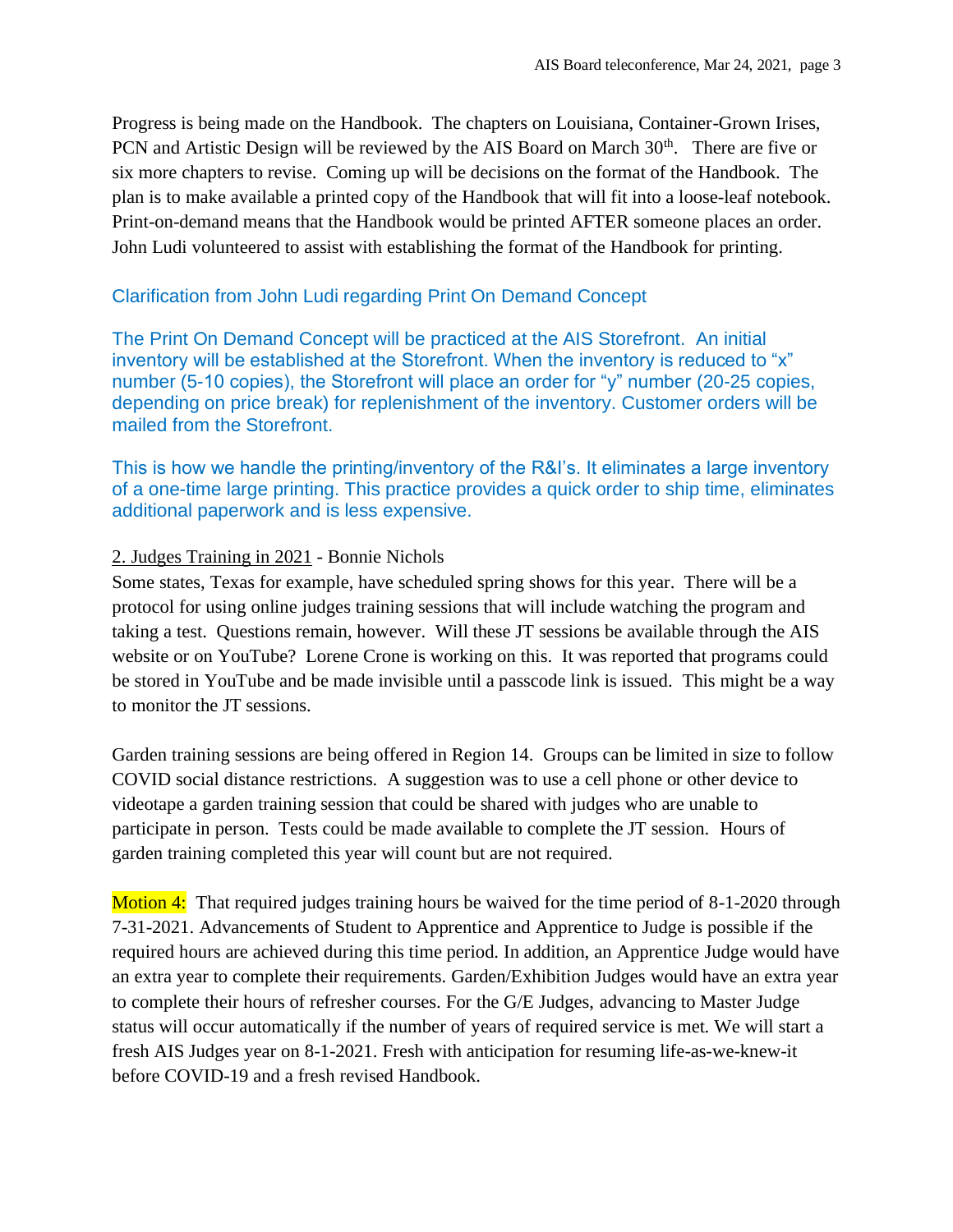Progress is being made on the Handbook. The chapters on Louisiana, Container-Grown Irises, PCN and Artistic Design will be reviewed by the AIS Board on March 30th. There are five or six more chapters to revise. Coming up will be decisions on the format of the Handbook. The plan is to make available a printed copy of the Handbook that will fit into a loose-leaf notebook. Print-on-demand means that the Handbook would be printed AFTER someone places an order. John Ludi volunteered to assist with establishing the format of the Handbook for printing.

Clarification from John Ludi regarding Print On Demand Concept

The Print On Demand Concept will be practiced at the AIS Storefront. An initial inventory will be established at the Storefront. When the inventory is reduced to "x" number (5-10 copies), the Storefront will place an order for "y" number (20-25 copies, depending on price break) for replenishment of the inventory. Customer orders will be mailed from the Storefront.

This is how we handle the printing/inventory of the R&I's. It eliminates a large inventory of a one-time large printing. This practice provides a quick order to ship time, eliminates additional paperwork and is less expensive.

2. Judges Training in 2021 - Bonnie Nichols

Some states, Texas for example, have scheduled spring shows for this year. There will be a protocol for using online judges training sessions that will include watching the program and taking a test. Questions remain, however. Will these JT sessions be available through the AIS website or on YouTube? Lorene Crone is working on this. It was reported that programs could be stored in YouTube and be made invisible until a passcode link is issued. This might be a way to monitor the JT sessions.

Garden training sessions are being offered in Region 14. Groups can be limited in size to follow COVID social distance restrictions. A suggestion was to use a cell phone or other device to videotape a garden training session that could be shared with judges who are unable to participate in person. Tests could be made available to complete the JT session. Hours of garden training completed this year will count but are not required.

**Motion 4:** That required judges training hours be waived for the time period of 8-1-2020 through 7-31-2021. Advancements of Student to Apprentice and Apprentice to Judge is possible if the required hours are achieved during this time period. In addition, an Apprentice Judge would have an extra year to complete their requirements. Garden/Exhibition Judges would have an extra year to complete their hours of refresher courses. For the G/E Judges, advancing to Master Judge status will occur automatically if the number of years of required service is met. We will start a fresh AIS Judges year on 8-1-2021. Fresh with anticipation for resuming life-as-we-knew-it before COVID-19 and a fresh revised Handbook.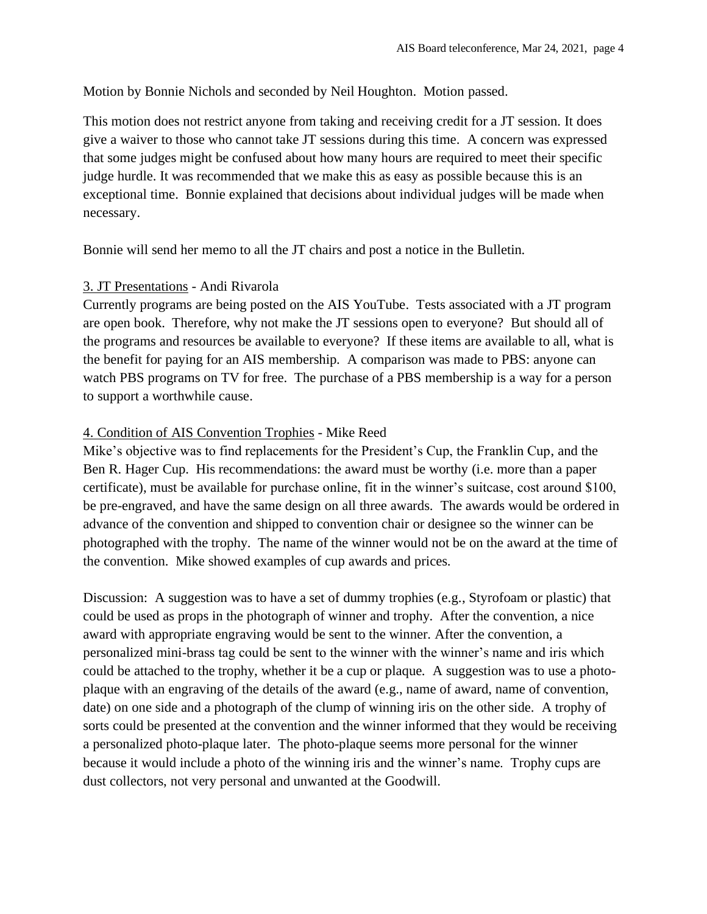Motion by Bonnie Nichols and seconded by Neil Houghton. Motion passed.

This motion does not restrict anyone from taking and receiving credit for a JT session. It does give a waiver to those who cannot take JT sessions during this time. A concern was expressed that some judges might be confused about how many hours are required to meet their specific judge hurdle. It was recommended that we make this as easy as possible because this is an exceptional time. Bonnie explained that decisions about individual judges will be made when necessary.

Bonnie will send her memo to all the JT chairs and post a notice in the Bulletin.

3. JT Presentations - Andi Rivarola

Currently programs are being posted on the AIS YouTube. Tests associated with a JT program are open book. Therefore, why not make the JT sessions open to everyone? But should all of the programs and resources be available to everyone? If these items are available to all, what is the benefit for paying for an AIS membership. A comparison was made to PBS: anyone can watch PBS programs on TV for free. The purchase of a PBS membership is a way for a person to support a worthwhile cause.

4. Condition of AIS Convention Trophies - Mike Reed

Mike's objective was to find replacements for the President's Cup, the Franklin Cup, and the Ben R. Hager Cup. His recommendations: the award must be worthy (i.e. more than a paper certificate), must be available for purchase online, fit in the winner's suitcase, cost around $100, be pre-engraved, and have the same design on all three awards. The awards would be ordered in advance of the convention and shipped to convention chair or designee so the winner can be photographed with the trophy. The name of the winner would not be on the award at the time of the convention. Mike showed examples of cup awards and prices.

Discussion: A suggestion was to have a set of dummy trophies (e.g., Styrofoam or plastic) that could be used as props in the photograph of winner and trophy. After the convention, a nice award with appropriate engraving would be sent to the winner. After the convention, a personalized mini-brass tag could be sent to the winner with the winner's name and iris which could be attached to the trophy, whether it be a cup or plaque. A suggestion was to use a photo-plaque with an engraving of the details of the award (e.g., name of award, name of convention, date) on one side and a photograph of the clump of winning iris on the other side. A trophy of sorts could be presented at the convention and the winner informed that they would be receiving a personalized photo-plaque later. The photo-plaque seems more personal for the winner because it would include a photo of the winning iris and the winner's name. Trophy cups are dust collectors, not very personal and unwanted at the Goodwill.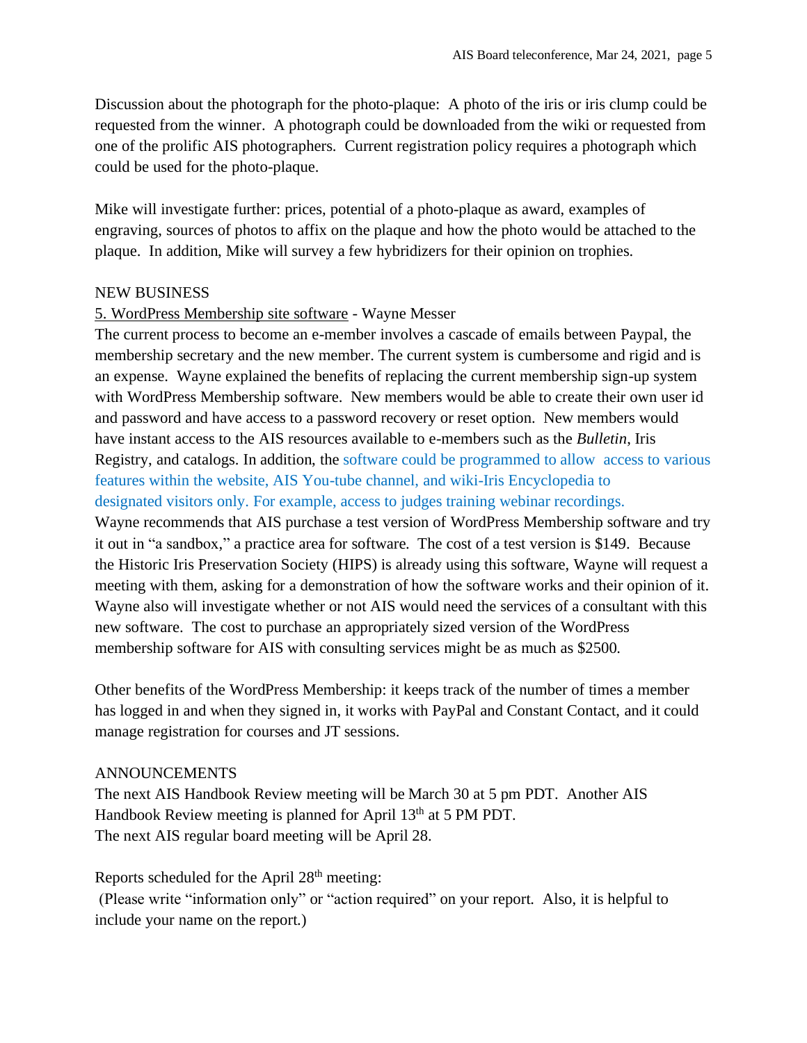Discussion about the photograph for the photo-plaque: A photo of the iris or iris clump could be requested from the winner. A photograph could be downloaded from the wiki or requested from one of the prolific AIS photographers. Current registration policy requires a photograph which could be used for the photo-plaque.

Mike will investigate further: prices, potential of a photo-plaque as award, examples of engraving, sources of photos to affix on the plaque and how the photo would be attached to the plaque. In addition, Mike will survey a few hybridizers for their opinion on trophies.

NEW BUSINESS

5. WordPress Membership site software - Wayne Messer

The current process to become an e-member involves a cascade of emails between Paypal, the membership secretary and the new member. The current system is cumbersome and rigid and is an expense. Wayne explained the benefits of replacing the current membership sign-up system with WordPress Membership software. New members would be able to create their own user id and password and have access to a password recovery or reset option. New members would have instant access to the AIS resources available to e-members such as the *Bulletin*, Iris Registry, and catalogs. In addition, the software could be programmed to allow access to various features within the website, AIS You-tube channel, and wiki-Iris Encyclopedia to designated visitors only. For example, access to judges training webinar recordings.

Wayne recommends that AIS purchase a test version of WordPress Membership software and try it out in "a sandbox," a practice area for software. The cost of a test version is $149. Because the Historic Iris Preservation Society (HIPS) is already using this software, Wayne will request a meeting with them, asking for a demonstration of how the software works and their opinion of it. Wayne also will investigate whether or not AIS would need the services of a consultant with this new software. The cost to purchase an appropriately sized version of the WordPress membership software for AIS with consulting services might be as much as $2500.

Other benefits of the WordPress Membership: it keeps track of the number of times a member has logged in and when they signed in, it works with PayPal and Constant Contact, and it could manage registration for courses and JT sessions.

ANNOUNCEMENTS

The next AIS Handbook Review meeting will be March 30 at 5 pm PDT. Another AIS Handbook Review meeting is planned for April 13th at 5 PM PDT.
The next AIS regular board meeting will be April 28.

Reports scheduled for the April 28th meeting:
(Please write "information only" or "action required" on your report. Also, it is helpful to include your name on the report.)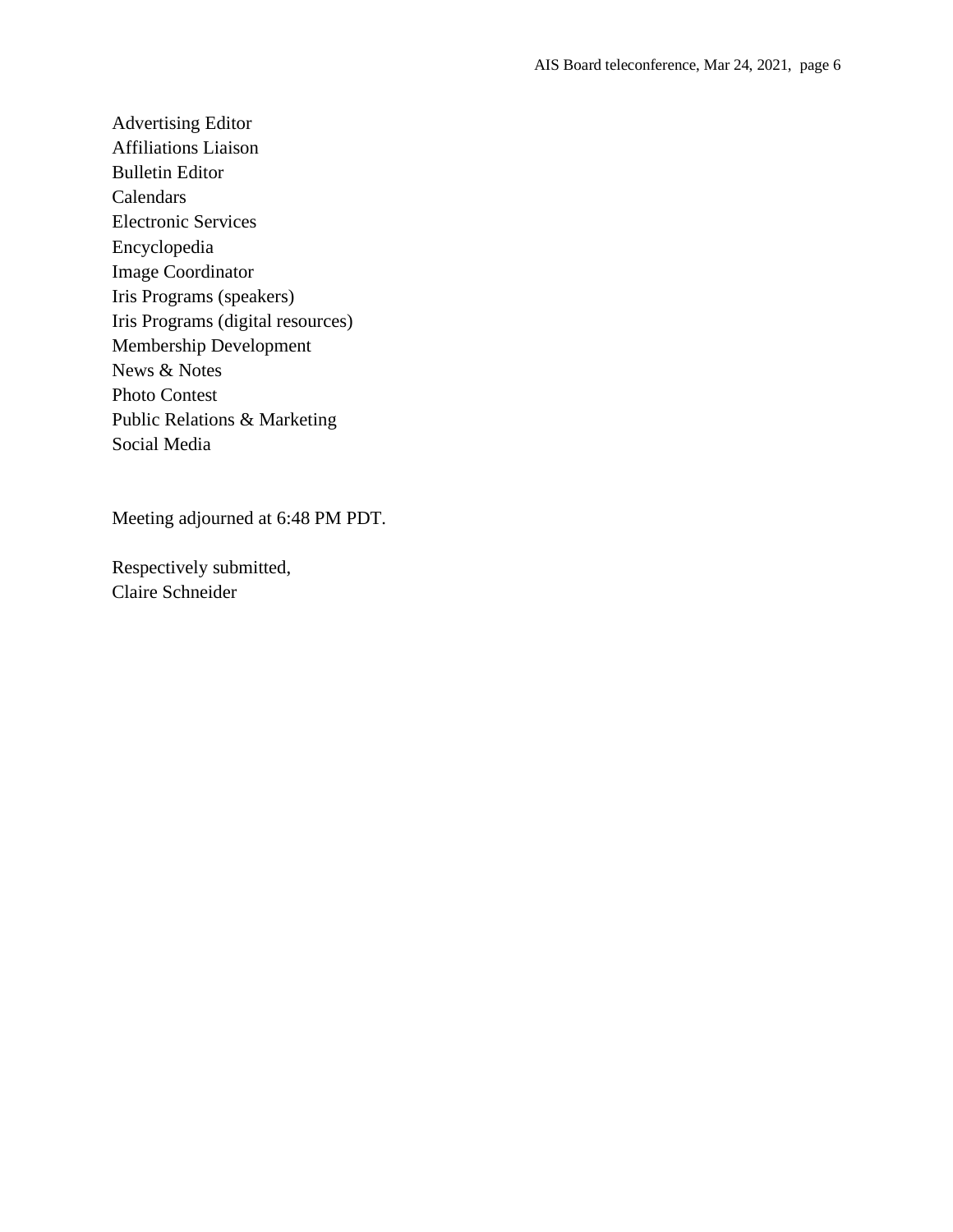Advertising Editor
Affiliations Liaison
Bulletin Editor
Calendars
Electronic Services
Encyclopedia
Image Coordinator
Iris Programs (speakers)
Iris Programs (digital resources)
Membership Development
News & Notes
Photo Contest
Public Relations & Marketing
Social Media

Meeting adjourned at 6:48 PM PDT.

Respectively submitted,
Claire Schneider